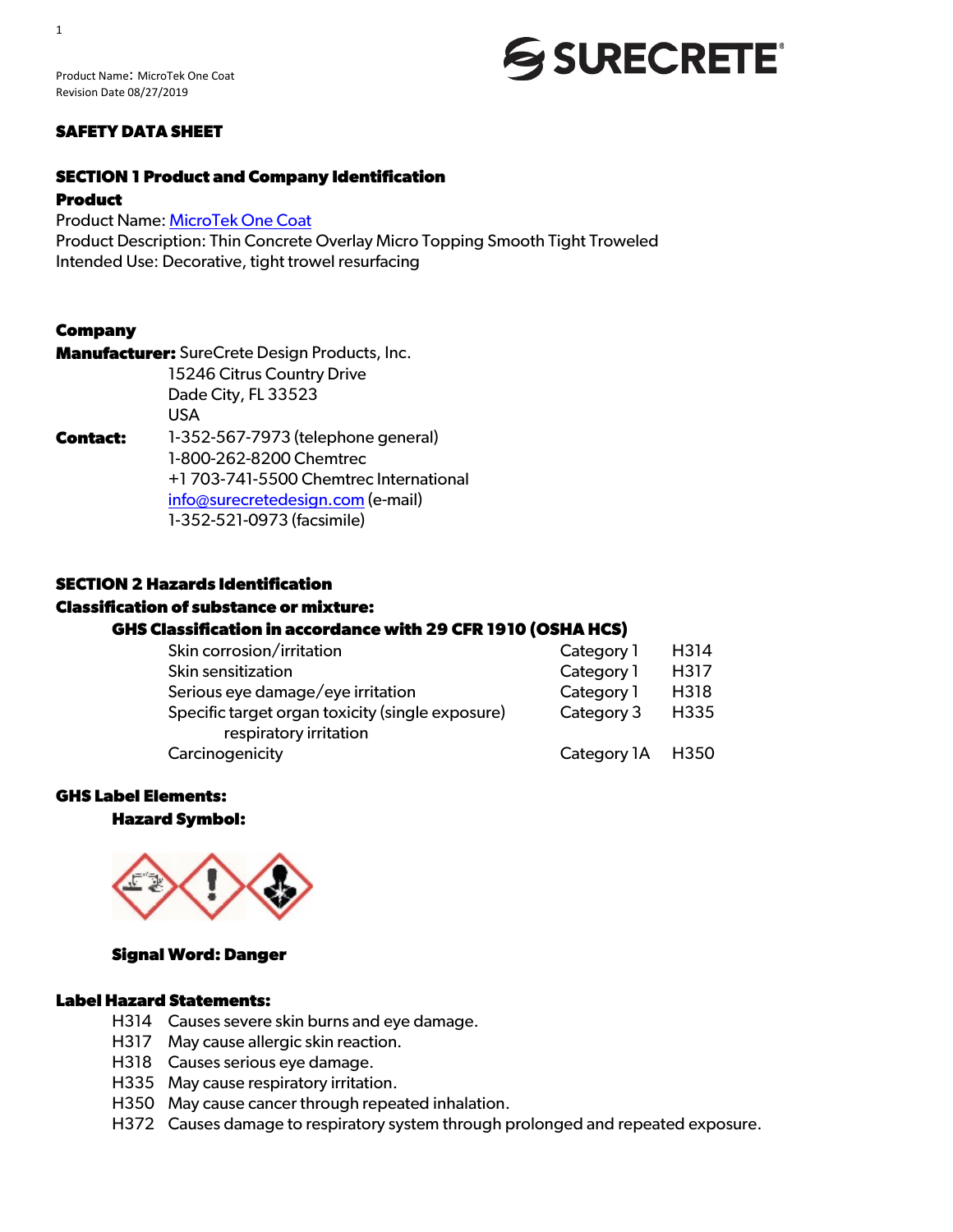Product Name: MicroTek One Coat
Revision Date 08/27/2019

SURECRETE®

# SAFETY DATA SHEET

## SECTION 1 Product and Company Identification

### Product

Product Name: MicroTek One Coat
Product Description: Thin Concrete Overlay Micro Topping Smooth Tight Troweled
Intended Use: Decorative, tight trowel resurfacing

### Company

**Manufacturer:** SureCrete Design Products, Inc.
15246 Citrus Country Drive
Dade City, FL 33523
USA

**Contact:** 1-352-567-7973 (telephone general)
1-800-262-8200 Chemtrec
+1 703-741-5500 Chemtrec International
info@surecretedesign.com (e-mail)
1-352-521-0973 (facsimile)

## SECTION 2 Hazards Identification

### Classification of substance or mixture:

#### GHS Classification in accordance with 29 CFR 1910 (OSHA HCS)

| | | |
|---|---|---|
| Skin corrosion/irritation | Category 1 | H314 |
| Skin sensitization | Category 1 | H317 |
| Serious eye damage/eye irritation | Category 1 | H318 |
| Specific target organ toxicity (single exposure) respiratory irritation | Category 3 | H335 |
| Carcinogenicity | Category 1A | H350 |

### GHS Label Elements:

**Hazard Symbol:**

**Signal Word: Danger**

### Label Hazard Statements:

H314 Causes severe skin burns and eye damage.
H317 May cause allergic skin reaction.
H318 Causes serious eye damage.
H335 May cause respiratory irritation.
H350 May cause cancer through repeated inhalation.
H372 Causes damage to respiratory system through prolonged and repeated exposure.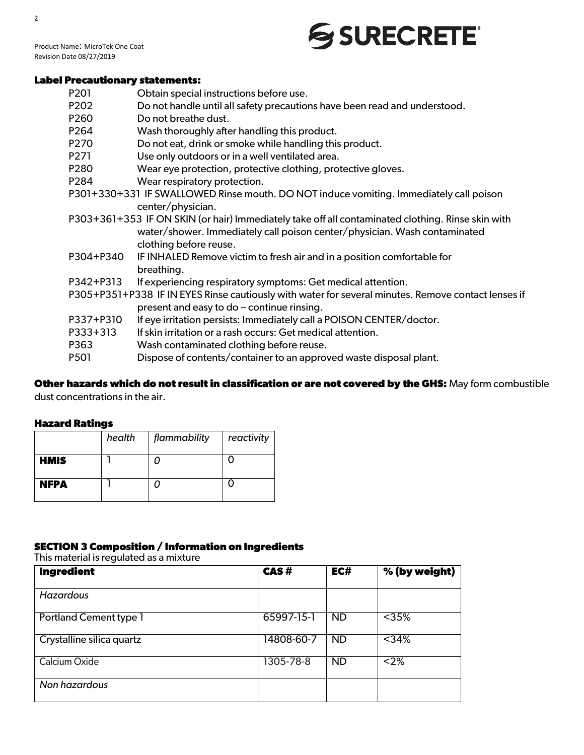### Label Precautionary statements:

| | |
|---|---|
| P201 | Obtain special instructions before use. |
| P202 | Do not handle until all safety precautions have been read and understood. |
| P260 | Do not breathe dust. |
| P264 | Wash thoroughly after handling this product. |
| P270 | Do not eat, drink or smoke while handling this product. |
| P271 | Use only outdoors or in a well ventilated area. |
| P280 | Wear eye protection, protective clothing, protective gloves. |
| P284 | Wear respiratory protection. |
| P301+330+331 | IF SWALLOWED Rinse mouth. DO NOT induce vomiting. Immediately call poison center/physician. |
| P303+361+353 | IF ON SKIN (or hair) Immediately take off all contaminated clothing. Rinse skin with water/shower. Immediately call poison center/physician. Wash contaminated clothing before reuse. |
| P304+P340 | IF INHALED Remove victim to fresh air and in a position comfortable for breathing. |
| P342+P313 | If experiencing respiratory symptoms: Get medical attention. |
| P305+P351+P338 | IF IN EYES Rinse cautiously with water for several minutes. Remove contact lenses if present and easy to do – continue rinsing. |
| P337+P310 | If eye irritation persists: Immediately call a POISON CENTER/doctor. |
| P333+313 | If skin irritation or a rash occurs: Get medical attention. |
| P363 | Wash contaminated clothing before reuse. |
| P501 | Dispose of contents/container to an approved waste disposal plant. |

**Other hazards which do not result in classification or are not covered by the GHS:** May form combustible dust concentrations in the air.

### Hazard Ratings

| | *health* | *flammability* | *reactivity* |
|---|---|---|---|
| **HMIS** | 1 | *0* | 0 |
| **NFPA** | 1 | *0* | 0 |

## SECTION 3 Composition / Information on Ingredients

This material is regulated as a mixture

| Ingredient | CAS # | EC# | % (by weight) |
|---|---|---|---|
| *Hazardous* | | | |
| Portland Cement type 1 | 65997-15-1 | ND | <35% |
| Crystalline silica quartz | 14808-60-7 | ND | <34% |
| Calcium Oxide | 1305-78-8 | ND | <2% |
| *Non hazardous* | | | |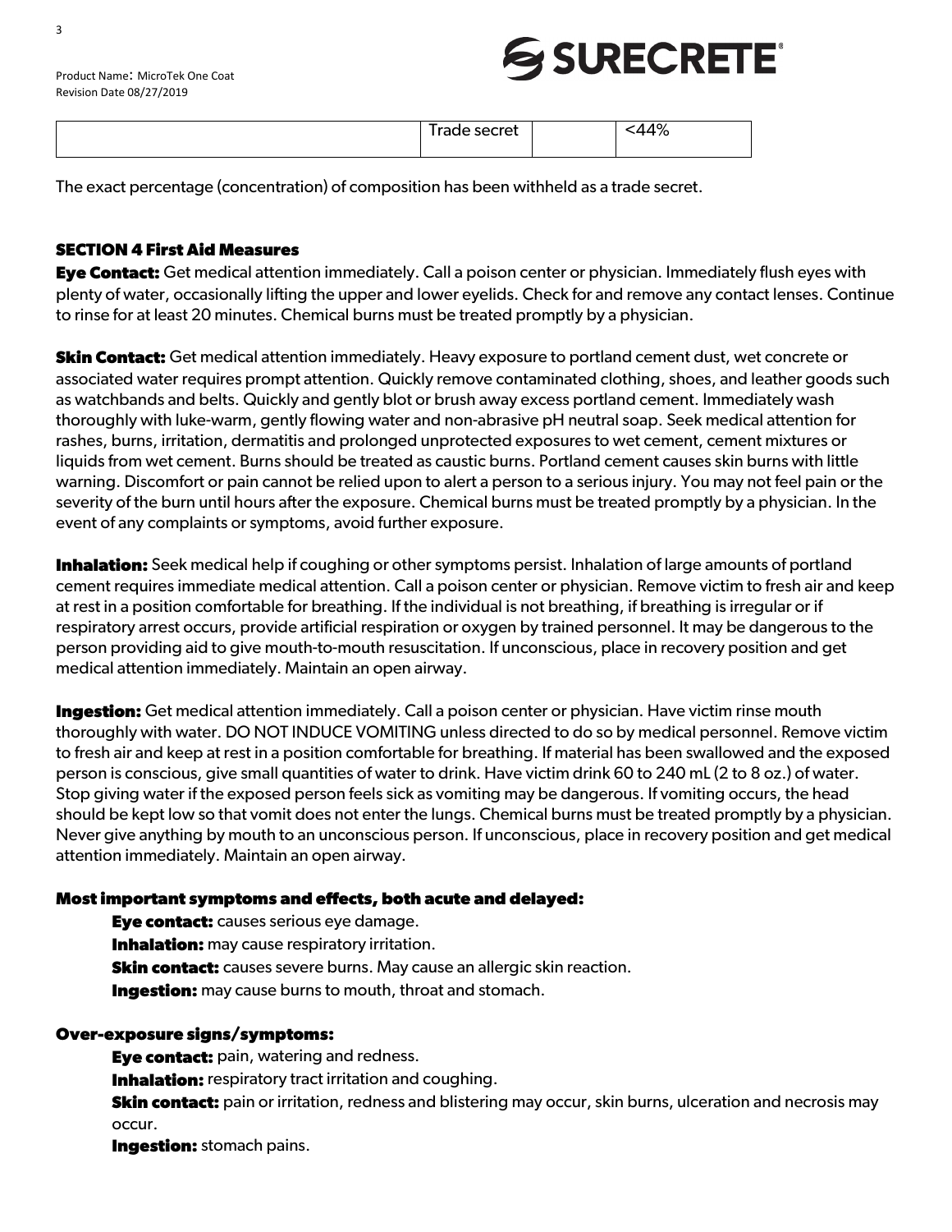| | Trade secret | | <44% |
|---|---|---|---|

The exact percentage (concentration) of composition has been withheld as a trade secret.

## SECTION 4 First Aid Measures

**Eye Contact:** Get medical attention immediately. Call a poison center or physician. Immediately flush eyes with plenty of water, occasionally lifting the upper and lower eyelids. Check for and remove any contact lenses. Continue to rinse for at least 20 minutes. Chemical burns must be treated promptly by a physician.

**Skin Contact:** Get medical attention immediately. Heavy exposure to portland cement dust, wet concrete or associated water requires prompt attention. Quickly remove contaminated clothing, shoes, and leather goods such as watchbands and belts. Quickly and gently blot or brush away excess portland cement. Immediately wash thoroughly with luke-warm, gently flowing water and non-abrasive pH neutral soap. Seek medical attention for rashes, burns, irritation, dermatitis and prolonged unprotected exposures to wet cement, cement mixtures or liquids from wet cement. Burns should be treated as caustic burns. Portland cement causes skin burns with little warning. Discomfort or pain cannot be relied upon to alert a person to a serious injury. You may not feel pain or the severity of the burn until hours after the exposure. Chemical burns must be treated promptly by a physician. In the event of any complaints or symptoms, avoid further exposure.

**Inhalation:** Seek medical help if coughing or other symptoms persist. Inhalation of large amounts of portland cement requires immediate medical attention. Call a poison center or physician. Remove victim to fresh air and keep at rest in a position comfortable for breathing. If the individual is not breathing, if breathing is irregular or if respiratory arrest occurs, provide artificial respiration or oxygen by trained personnel. It may be dangerous to the person providing aid to give mouth-to-mouth resuscitation. If unconscious, place in recovery position and get medical attention immediately. Maintain an open airway.

**Ingestion:** Get medical attention immediately. Call a poison center or physician. Have victim rinse mouth thoroughly with water. DO NOT INDUCE VOMITING unless directed to do so by medical personnel. Remove victim to fresh air and keep at rest in a position comfortable for breathing. If material has been swallowed and the exposed person is conscious, give small quantities of water to drink. Have victim drink 60 to 240 mL (2 to 8 oz.) of water. Stop giving water if the exposed person feels sick as vomiting may be dangerous. If vomiting occurs, the head should be kept low so that vomit does not enter the lungs. Chemical burns must be treated promptly by a physician. Never give anything by mouth to an unconscious person. If unconscious, place in recovery position and get medical attention immediately. Maintain an open airway.

### Most important symptoms and effects, both acute and delayed:

- **Eye contact:** causes serious eye damage.
- **Inhalation:** may cause respiratory irritation.
- **Skin contact:** causes severe burns. May cause an allergic skin reaction.
- **Ingestion:** may cause burns to mouth, throat and stomach.

### Over-exposure signs/symptoms:

- **Eye contact:** pain, watering and redness.
- **Inhalation:** respiratory tract irritation and coughing.
- **Skin contact:** pain or irritation, redness and blistering may occur, skin burns, ulceration and necrosis may occur.
- **Ingestion:** stomach pains.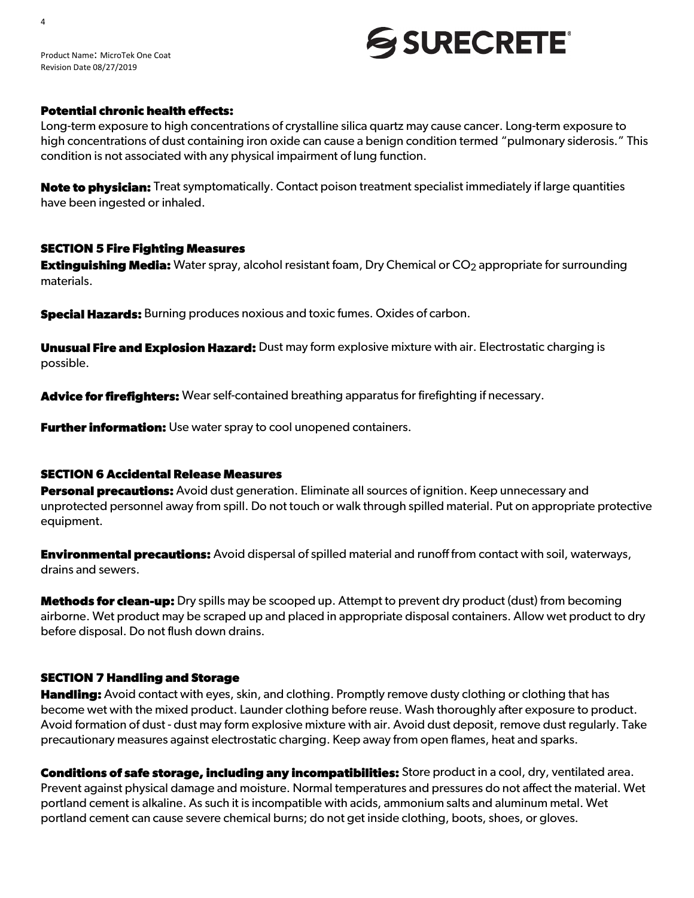**Potential chronic health effects:**
Long-term exposure to high concentrations of crystalline silica quartz may cause cancer. Long-term exposure to high concentrations of dust containing iron oxide can cause a benign condition termed "pulmonary siderosis." This condition is not associated with any physical impairment of lung function.

**Note to physician:** Treat symptomatically. Contact poison treatment specialist immediately if large quantities have been ingested or inhaled.

## SECTION 5 Fire Fighting Measures

**Extinguishing Media:** Water spray, alcohol resistant foam, Dry Chemical or $CO_2$ appropriate for surrounding materials.

**Special Hazards:** Burning produces noxious and toxic fumes. Oxides of carbon.

**Unusual Fire and Explosion Hazard:** Dust may form explosive mixture with air. Electrostatic charging is possible.

**Advice for firefighters:** Wear self-contained breathing apparatus for firefighting if necessary.

**Further information:** Use water spray to cool unopened containers.

## SECTION 6 Accidental Release Measures

**Personal precautions:** Avoid dust generation. Eliminate all sources of ignition. Keep unnecessary and unprotected personnel away from spill. Do not touch or walk through spilled material. Put on appropriate protective equipment.

**Environmental precautions:** Avoid dispersal of spilled material and runoff from contact with soil, waterways, drains and sewers.

**Methods for clean-up:** Dry spills may be scooped up. Attempt to prevent dry product (dust) from becoming airborne. Wet product may be scraped up and placed in appropriate disposal containers. Allow wet product to dry before disposal. Do not flush down drains.

## SECTION 7 Handling and Storage

**Handling:** Avoid contact with eyes, skin, and clothing. Promptly remove dusty clothing or clothing that has become wet with the mixed product. Launder clothing before reuse. Wash thoroughly after exposure to product. Avoid formation of dust - dust may form explosive mixture with air. Avoid dust deposit, remove dust regularly. Take precautionary measures against electrostatic charging. Keep away from open flames, heat and sparks.

**Conditions of safe storage, including any incompatibilities:** Store product in a cool, dry, ventilated area. Prevent against physical damage and moisture. Normal temperatures and pressures do not affect the material. Wet portland cement is alkaline. As such it is incompatible with acids, ammonium salts and aluminum metal. Wet portland cement can cause severe chemical burns; do not get inside clothing, boots, shoes, or gloves.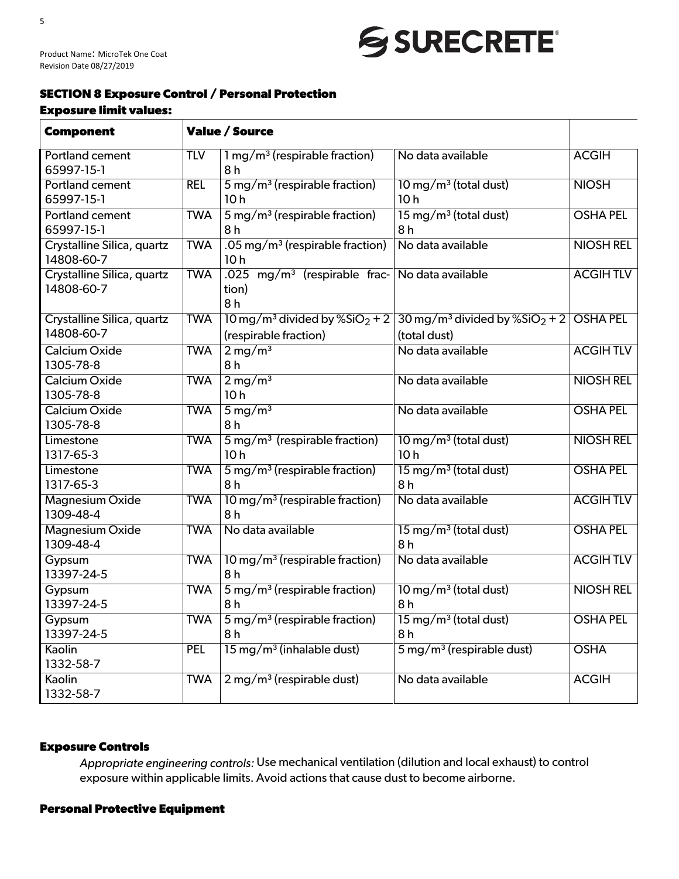## SECTION 8 Exposure Control / Personal Protection

### Exposure limit values:

| Component | Value / Source | | | |
|---|---|---|---|---|
| Portland cement 65997-15-1 | TLV | 1 $mg/m^3$ (respirable fraction) 8 h | No data available | ACGIH |
| Portland cement 65997-15-1 | REL | 5 $mg/m^3$ (respirable fraction) 10 h | 10 $mg/m^3$ (total dust) 10 h | NIOSH |
| Portland cement 65997-15-1 | TWA | 5 $mg/m^3$ (respirable fraction) 8 h | 15 $mg/m^3$ (total dust) 8 h | OSHA PEL |
| Crystalline Silica, quartz 14808-60-7 | TWA | .05 $mg/m^3$ (respirable fraction) 10 h | No data available | NIOSH REL |
| Crystalline Silica, quartz 14808-60-7 | TWA | .025 $mg/m^3$ (respirable fraction) 8 h | No data available | ACGIH TLV |
| Crystalline Silica, quartz 14808-60-7 | TWA | 10 $mg/m^3$ divided by $\%SiO_2 + 2$ (respirable fraction) | 30 $mg/m^3$ divided by $\%SiO_2 + 2$ (total dust) | OSHA PEL |
| Calcium Oxide 1305-78-8 | TWA | 2 $mg/m^3$ 8 h | No data available | ACGIH TLV |
| Calcium Oxide 1305-78-8 | TWA | 2 $mg/m^3$ 10 h | No data available | NIOSH REL |
| Calcium Oxide 1305-78-8 | TWA | 5 $mg/m^3$ 8 h | No data available | OSHA PEL |
| Limestone 1317-65-3 | TWA | 5 $mg/m^3$ (respirable fraction) 10 h | 10 $mg/m^3$ (total dust) 10 h | NIOSH REL |
| Limestone 1317-65-3 | TWA | 5 $mg/m^3$ (respirable fraction) 8 h | 15 $mg/m^3$ (total dust) 8 h | OSHA PEL |
| Magnesium Oxide 1309-48-4 | TWA | 10 $mg/m^3$ (respirable fraction) 8 h | No data available | ACGIH TLV |
| Magnesium Oxide 1309-48-4 | TWA | No data available | 15 $mg/m^3$ (total dust) 8 h | OSHA PEL |
| Gypsum 13397-24-5 | TWA | 10 $mg/m^3$ (respirable fraction) 8 h | No data available | ACGIH TLV |
| Gypsum 13397-24-5 | TWA | 5 $mg/m^3$ (respirable fraction) 8 h | 10 $mg/m^3$ (total dust) 8 h | NIOSH REL |
| Gypsum 13397-24-5 | TWA | 5 $mg/m^3$ (respirable fraction) 8 h | 15 $mg/m^3$ (total dust) 8 h | OSHA PEL |
| Kaolin 1332-58-7 | PEL | 15 $mg/m^3$ (inhalable dust) | 5 $mg/m^3$ (respirable dust) | OSHA |
| Kaolin 1332-58-7 | TWA | 2 $mg/m^3$ (respirable dust) | No data available | ACGIH |

### Exposure Controls

*Appropriate engineering controls:* Use mechanical ventilation (dilution and local exhaust) to control exposure within applicable limits. Avoid actions that cause dust to become airborne.

### Personal Protective Equipment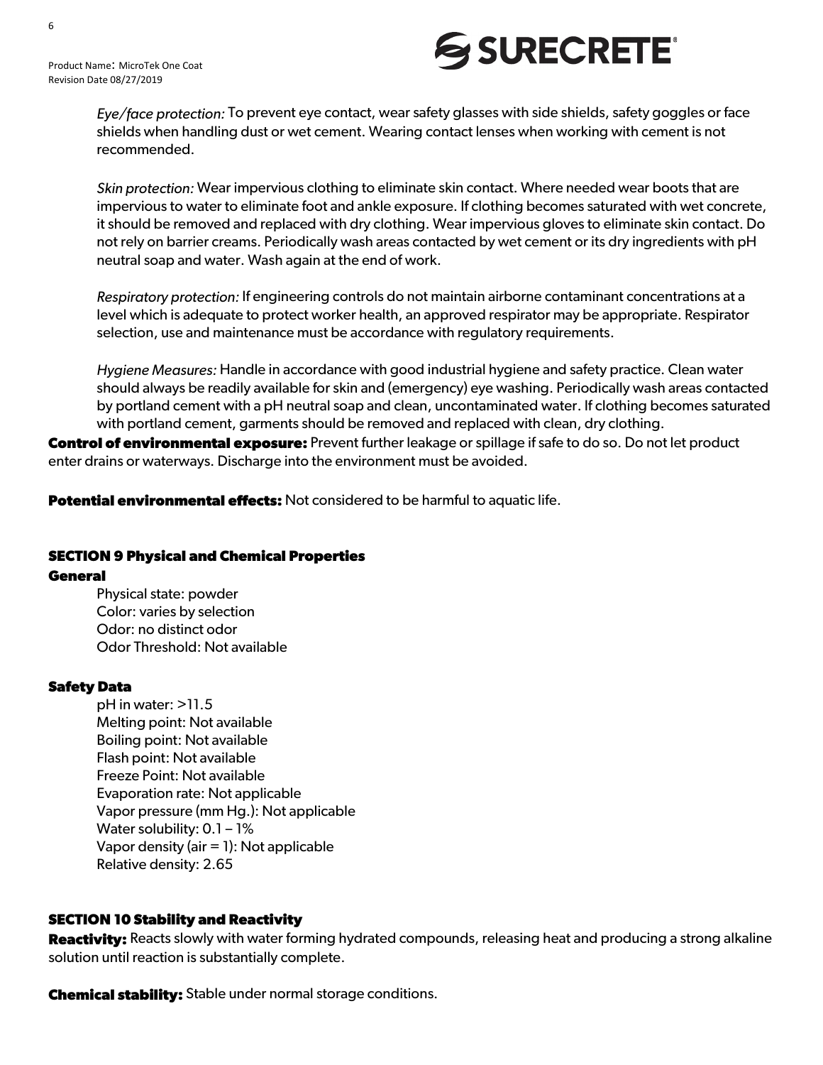*Eye/face protection:* To prevent eye contact, wear safety glasses with side shields, safety goggles or face shields when handling dust or wet cement. Wearing contact lenses when working with cement is not recommended.

*Skin protection:* Wear impervious clothing to eliminate skin contact. Where needed wear boots that are impervious to water to eliminate foot and ankle exposure. If clothing becomes saturated with wet concrete, it should be removed and replaced with dry clothing. Wear impervious gloves to eliminate skin contact. Do not rely on barrier creams. Periodically wash areas contacted by wet cement or its dry ingredients with pH neutral soap and water. Wash again at the end of work.

*Respiratory protection:* If engineering controls do not maintain airborne contaminant concentrations at a level which is adequate to protect worker health, an approved respirator may be appropriate. Respirator selection, use and maintenance must be accordance with regulatory requirements.

*Hygiene Measures:* Handle in accordance with good industrial hygiene and safety practice. Clean water should always be readily available for skin and (emergency) eye washing. Periodically wash areas contacted by portland cement with a pH neutral soap and clean, uncontaminated water. If clothing becomes saturated with portland cement, garments should be removed and replaced with clean, dry clothing.

**Control of environmental exposure:** Prevent further leakage or spillage if safe to do so. Do not let product enter drains or waterways. Discharge into the environment must be avoided.

**Potential environmental effects:** Not considered to be harmful to aquatic life.

## SECTION 9 Physical and Chemical Properties

### General

Physical state: powder
Color: varies by selection
Odor: no distinct odor
Odor Threshold: Not available

### Safety Data

pH in water: >11.5
Melting point: Not available
Boiling point: Not available
Flash point: Not available
Freeze Point: Not available
Evaporation rate: Not applicable
Vapor pressure (mm Hg.): Not applicable
Water solubility: 0.1 – 1%
Vapor density (air = 1): Not applicable
Relative density: 2.65

## SECTION 10 Stability and Reactivity

**Reactivity:** Reacts slowly with water forming hydrated compounds, releasing heat and producing a strong alkaline solution until reaction is substantially complete.

**Chemical stability:** Stable under normal storage conditions.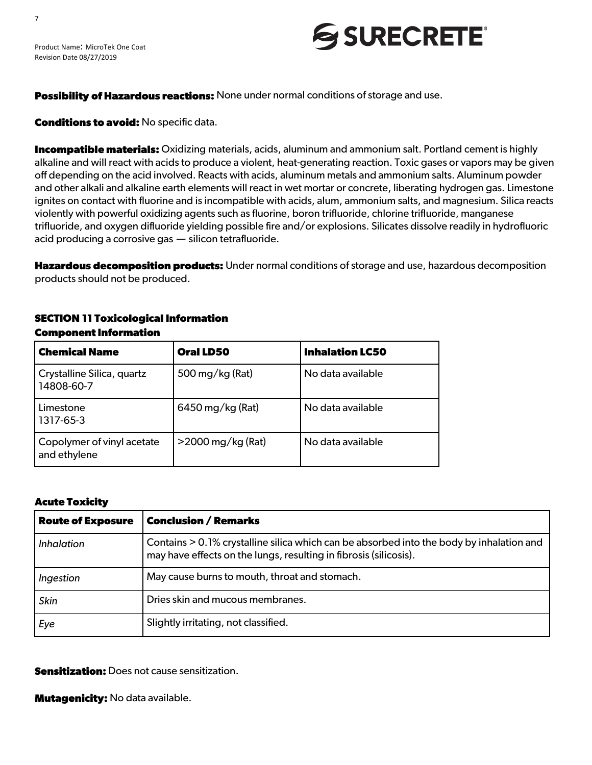**Possibility of Hazardous reactions:** None under normal conditions of storage and use.

**Conditions to avoid:** No specific data.

**Incompatible materials:** Oxidizing materials, acids, aluminum and ammonium salt. Portland cement is highly alkaline and will react with acids to produce a violent, heat-generating reaction. Toxic gases or vapors may be given off depending on the acid involved. Reacts with acids, aluminum metals and ammonium salts. Aluminum powder and other alkali and alkaline earth elements will react in wet mortar or concrete, liberating hydrogen gas. Limestone ignites on contact with fluorine and is incompatible with acids, alum, ammonium salts, and magnesium. Silica reacts violently with powerful oxidizing agents such as fluorine, boron trifluoride, chlorine trifluoride, manganese trifluoride, and oxygen difluoride yielding possible fire and/or explosions. Silicates dissolve readily in hydrofluoric acid producing a corrosive gas — silicon tetrafluoride.

**Hazardous decomposition products:** Under normal conditions of storage and use, hazardous decomposition products should not be produced.

## SECTION 11 Toxicological Information

### Component Information

| Chemical Name | Oral LD50 | Inhalation LC50 |
|---|---|---|
| Crystalline Silica, quartz 14808-60-7 | 500 mg/kg (Rat) | No data available |
| Limestone 1317-65-3 | 6450 mg/kg (Rat) | No data available |
| Copolymer of vinyl acetate and ethylene | >2000 mg/kg (Rat) | No data available |

### Acute Toxicity

| Route of Exposure | Conclusion / Remarks |
|---|---|
| *Inhalation* | Contains > 0.1% crystalline silica which can be absorbed into the body by inhalation and may have effects on the lungs, resulting in fibrosis (silicosis). |
| *Ingestion* | May cause burns to mouth, throat and stomach. |
| *Skin* | Dries skin and mucous membranes. |
| *Eye* | Slightly irritating, not classified. |

**Sensitization:** Does not cause sensitization.

**Mutagenicity:** No data available.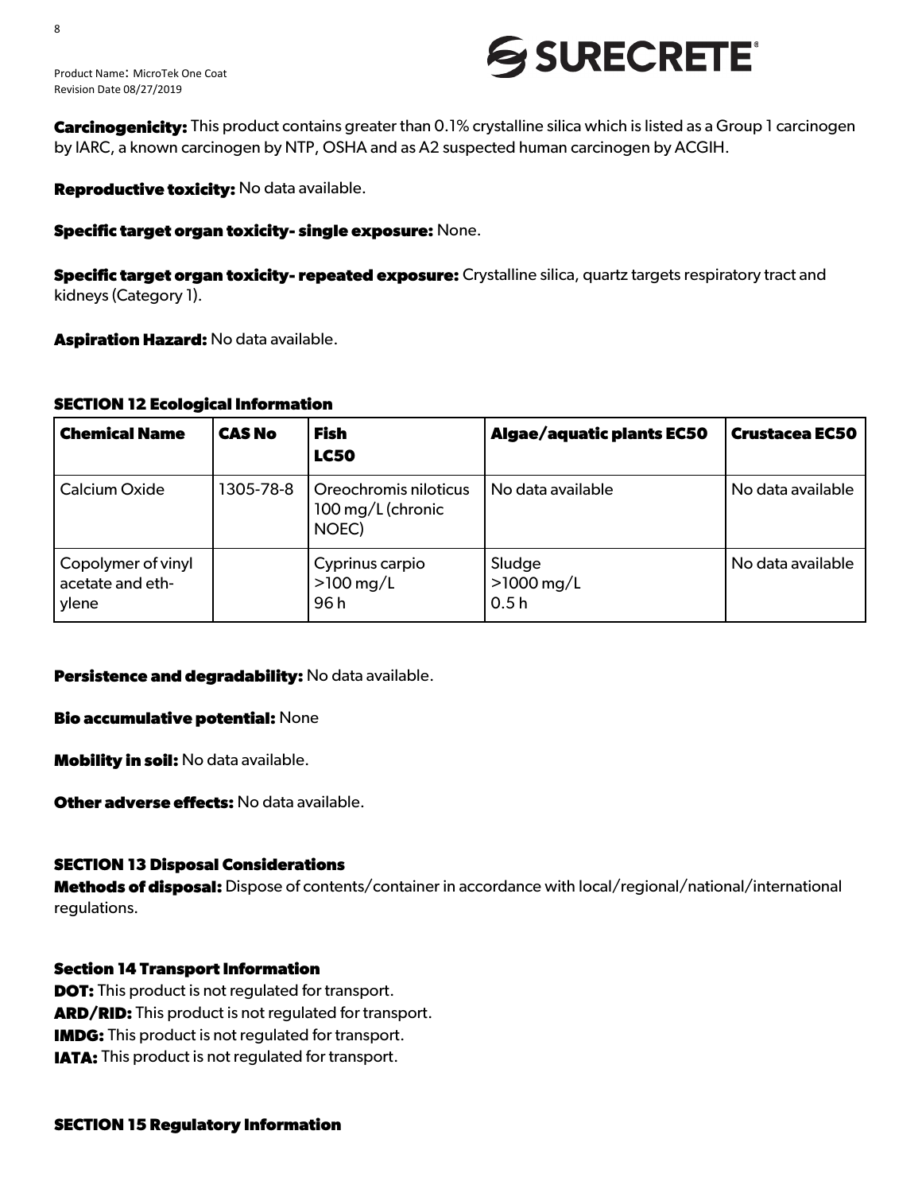**Carcinogenicity:** This product contains greater than 0.1% crystalline silica which is listed as a Group 1 carcinogen by IARC, a known carcinogen by NTP, OSHA and as A2 suspected human carcinogen by ACGIH.

**Reproductive toxicity:** No data available.

**Specific target organ toxicity- single exposure:** None.

**Specific target organ toxicity- repeated exposure:** Crystalline silica, quartz targets respiratory tract and kidneys (Category 1).

**Aspiration Hazard:** No data available.

## SECTION 12 Ecological Information

| Chemical Name | CAS No | Fish LC50 | Algae/aquatic plants EC50 | Crustacea EC50 |
|---|---|---|---|---|
| Calcium Oxide | 1305-78-8 | Oreochromis niloticus 100 mg/L (chronic NOEC) | No data available | No data available |
| Copolymer of vinyl acetate and ethylene | | Cyprinus carpio >100 mg/L 96 h | Sludge >1000 mg/L 0.5 h | No data available |

**Persistence and degradability:** No data available.

**Bio accumulative potential:** None

**Mobility in soil:** No data available.

**Other adverse effects:** No data available.

## SECTION 13 Disposal Considerations

**Methods of disposal:** Dispose of contents/container in accordance with local/regional/national/international regulations.

## Section 14 Transport Information

**DOT:** This product is not regulated for transport.
**ARD/RID:** This product is not regulated for transport.
**IMDG:** This product is not regulated for transport.
**IATA:** This product is not regulated for transport.

## SECTION 15 Regulatory Information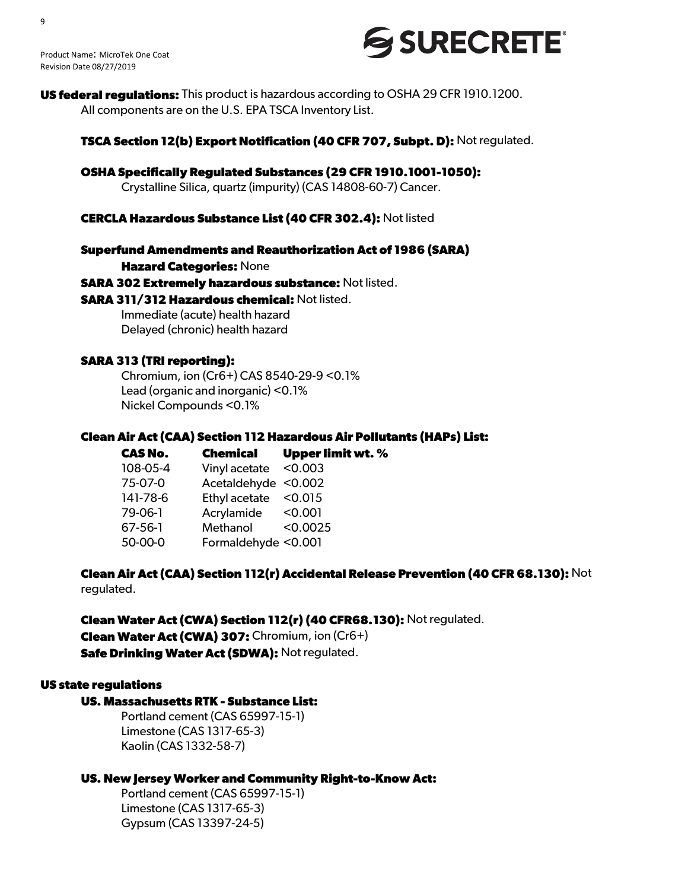**US federal regulations:** This product is hazardous according to OSHA 29 CFR 1910.1200.
All components are on the U.S. EPA TSCA Inventory List.

**TSCA Section 12(b) Export Notification (40 CFR 707, Subpt. D):** Not regulated.

**OSHA Specifically Regulated Substances (29 CFR 1910.1001-1050):**
Crystalline Silica, quartz (impurity) (CAS 14808-60-7) Cancer.

**CERCLA Hazardous Substance List (40 CFR 302.4):** Not listed

**Superfund Amendments and Reauthorization Act of 1986 (SARA)**
**Hazard Categories:** None
**SARA 302 Extremely hazardous substance:** Not listed.
**SARA 311/312 Hazardous chemical:** Not listed.
Immediate (acute) health hazard
Delayed (chronic) health hazard

**SARA 313 (TRI reporting):**
Chromium, ion (Cr6+) CAS 8540-29-9 <0.1%
Lead (organic and inorganic) <0.1%
Nickel Compounds <0.1%

**Clean Air Act (CAA) Section 112 Hazardous Air Pollutants (HAPs) List:**

| CAS No. | Chemical | Upper limit wt. % |
|---|---|---|
| 108-05-4 | Vinyl acetate | <0.003 |
| 75-07-0 | Acetaldehyde | <0.002 |
| 141-78-6 | Ethyl acetate | <0.015 |
| 79-06-1 | Acrylamide | <0.001 |
| 67-56-1 | Methanol | <0.0025 |
| 50-00-0 | Formaldehyde | <0.001 |

**Clean Air Act (CAA) Section 112(r) Accidental Release Prevention (40 CFR 68.130):** Not regulated.

**Clean Water Act (CWA) Section 112(r) (40 CFR68.130):** Not regulated.
**Clean Water Act (CWA) 307:** Chromium, ion (Cr6+)
**Safe Drinking Water Act (SDWA):** Not regulated.

**US state regulations**

**US. Massachusetts RTK - Substance List:**
Portland cement (CAS 65997-15-1)
Limestone (CAS 1317-65-3)
Kaolin (CAS 1332-58-7)

**US. New Jersey Worker and Community Right-to-Know Act:**
Portland cement (CAS 65997-15-1)
Limestone (CAS 1317-65-3)
Gypsum (CAS 13397-24-5)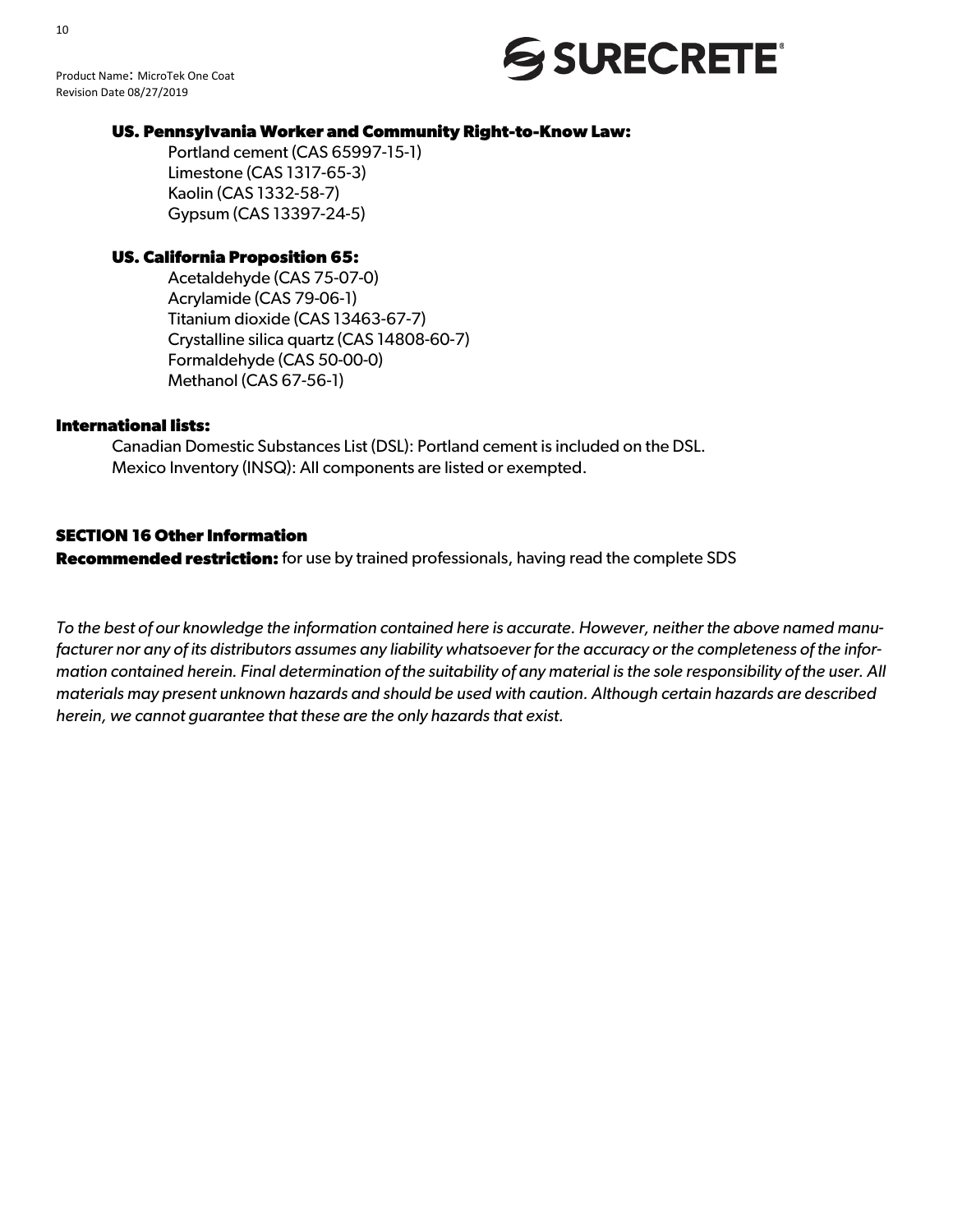### US. Pennsylvania Worker and Community Right-to-Know Law:

Portland cement (CAS 65997-15-1)
Limestone (CAS 1317-65-3)
Kaolin (CAS 1332-58-7)
Gypsum (CAS 13397-24-5)

### US. California Proposition 65:

Acetaldehyde (CAS 75-07-0)
Acrylamide (CAS 79-06-1)
Titanium dioxide (CAS 13463-67-7)
Crystalline silica quartz (CAS 14808-60-7)
Formaldehyde (CAS 50-00-0)
Methanol (CAS 67-56-1)

### International lists:

Canadian Domestic Substances List (DSL): Portland cement is included on the DSL.
Mexico Inventory (INSQ): All components are listed or exempted.

## SECTION 16 Other Information

**Recommended restriction:** for use by trained professionals, having read the complete SDS

*To the best of our knowledge the information contained here is accurate. However, neither the above named manufacturer nor any of its distributors assumes any liability whatsoever for the accuracy or the completeness of the information contained herein. Final determination of the suitability of any material is the sole responsibility of the user. All materials may present unknown hazards and should be used with caution. Although certain hazards are described herein, we cannot guarantee that these are the only hazards that exist.*